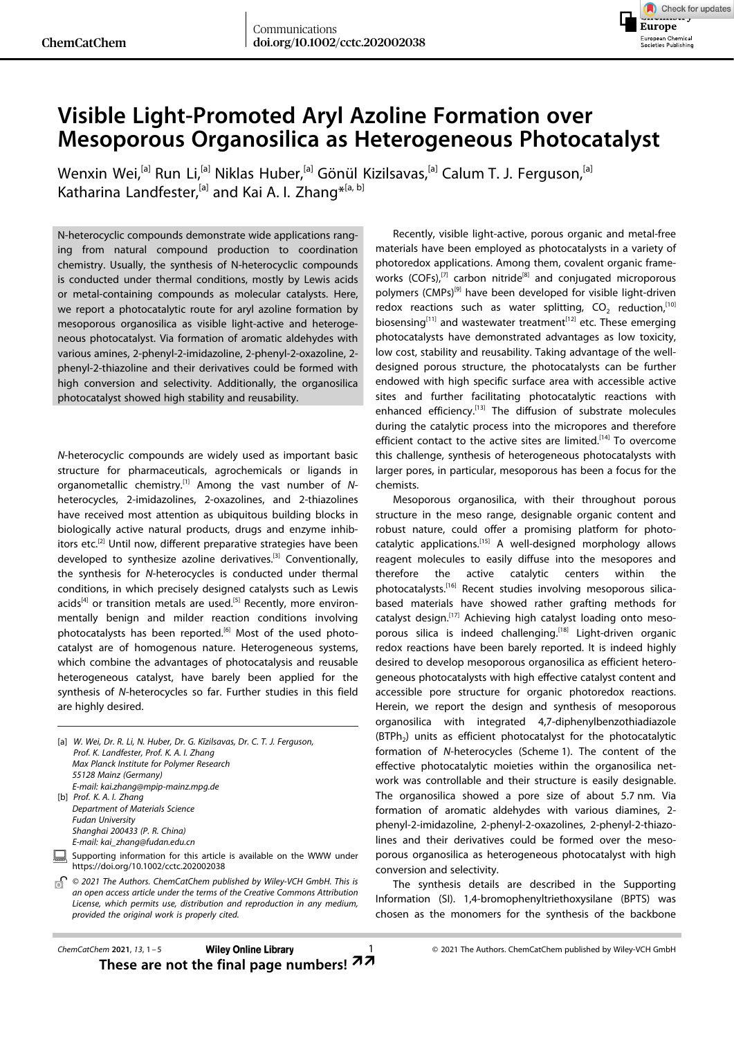# Visible Light-Promoted Aryl Azoline Formation over Mesoporous Organosilica as Heterogeneous Photocatalyst

Wenxin Wei,[a] Run Li,[a] Niklas Huber,[a] Gönül Kizilsavas,[a] Calum T. J. Ferguson,[a] Katharina Landfester,[a] and Kai A. I. Zhang*[a, b]

N-heterocyclic compounds demonstrate wide applications ranging from natural compound production to coordination chemistry. Usually, the synthesis of N-heterocyclic compounds is conducted under thermal conditions, mostly by Lewis acids or metal-containing compounds as molecular catalysts. Here, we report a photocatalytic route for aryl azoline formation by mesoporous organosilica as visible light-active and heterogeneous photocatalyst. Via formation of aromatic aldehydes with various amines, 2-phenyl-2-imidazoline, 2-phenyl-2-oxazoline, 2-phenyl-2-thiazoline and their derivatives could be formed with high conversion and selectivity. Additionally, the organosilica photocatalyst showed high stability and reusability.

*N*-heterocyclic compounds are widely used as important basic structure for pharmaceuticals, agrochemicals or ligands in organometallic chemistry.[1] Among the vast number of *N*-heterocycles, 2-imidazolines, 2-oxazolines, and 2-thiazolines have received most attention as ubiquitous building blocks in biologically active natural products, drugs and enzyme inhibitors etc.[2] Until now, different preparative strategies have been developed to synthesize azoline derivatives.[3] Conventionally, the synthesis for *N*-heterocycles is conducted under thermal conditions, in which precisely designed catalysts such as Lewis acids[4] or transition metals are used.[5] Recently, more environmentally benign and milder reaction conditions involving photocatalysts has been reported.[6] Most of the used photocatalyst are of homogenous nature. Heterogeneous systems, which combine the advantages of photocatalysis and reusable heterogeneous catalyst, have barely been applied for the synthesis of *N*-heterocycles so far. Further studies in this field are highly desired.

Recently, visible light-active, porous organic and metal-free materials have been employed as photocatalysts in a variety of photoredox applications. Among them, covalent organic frameworks (COFs),[7] carbon nitride[8] and conjugated microporous polymers (CMPs)[9] have been developed for visible light-driven redox reactions such as water splitting, $CO_2$ reduction,[10] biosensing[11] and wastewater treatment[12] etc. These emerging photocatalysts have demonstrated advantages as low toxicity, low cost, stability and reusability. Taking advantage of the well-designed porous structure, the photocatalysts can be further endowed with high specific surface area with accessible active sites and further facilitating photocatalytic reactions with enhanced efficiency.[13] The diffusion of substrate molecules during the catalytic process into the micropores and therefore efficient contact to the active sites are limited.[14] To overcome this challenge, synthesis of heterogeneous photocatalysts with larger pores, in particular, mesoporous has been a focus for the chemists.

Mesoporous organosilica, with their throughout porous structure in the meso range, designable organic content and robust nature, could offer a promising platform for photocatalytic applications.[15] A well-designed morphology allows reagent molecules to easily diffuse into the mesopores and therefore the active catalytic centers within the photocatalysts.[16] Recent studies involving mesoporous silica-based materials have showed rather grafting methods for catalyst design.[17] Achieving high catalyst loading onto mesoporous silica is indeed challenging.[18] Light-driven organic redox reactions have been barely reported. It is indeed highly desired to develop mesoporous organosilica as efficient heterogeneous photocatalysts with high effective catalyst content and accessible pore structure for organic photoredox reactions. Herein, we report the design and synthesis of mesoporous organosilica with integrated 4,7-diphenylbenzothiadiazole ($BTPh_2$) units as efficient photocatalyst for the photocatalytic formation of *N*-heterocycles (Scheme 1). The content of the effective photocatalytic moieties within the organosilica network was controllable and their structure is easily designable. The organosilica showed a pore size of about 5.7 nm. Via formation of aromatic aldehydes with various diamines, 2-phenyl-2-imidazoline, 2-phenyl-2-oxazolines, 2-phenyl-2-thiazolines and their derivatives could be formed over the mesoporous organosilica as heterogeneous photocatalyst with high conversion and selectivity.

The synthesis details are described in the Supporting Information (SI). 1,4-bromophenyltriethoxysilane (BPTS) was chosen as the monomers for the synthesis of the backbone

---

[a] W. Wei, Dr. R. Li, N. Huber, Dr. G. Kizilsavas, Dr. C. T. J. Ferguson, Prof. K. Landfester, Prof. K. A. I. Zhang
Max Planck Institute for Polymer Research
55128 Mainz (Germany)
E-mail: kai.zhang@mpip-mainz.mpg.de

[b] Prof. K. A. I. Zhang
Department of Materials Science
Fudan University
Shanghai 200433 (P. R. China)
E-mail: kai_zhang@fudan.edu.cn

Supporting information for this article is available on the WWW under https://doi.org/10.1002/cctc.202002038

© 2021 The Authors. ChemCatChem published by Wiley-VCH GmbH. This is an open access article under the terms of the Creative Commons Attribution License, which permits use, distribution and reproduction in any medium, provided the original work is properly cited.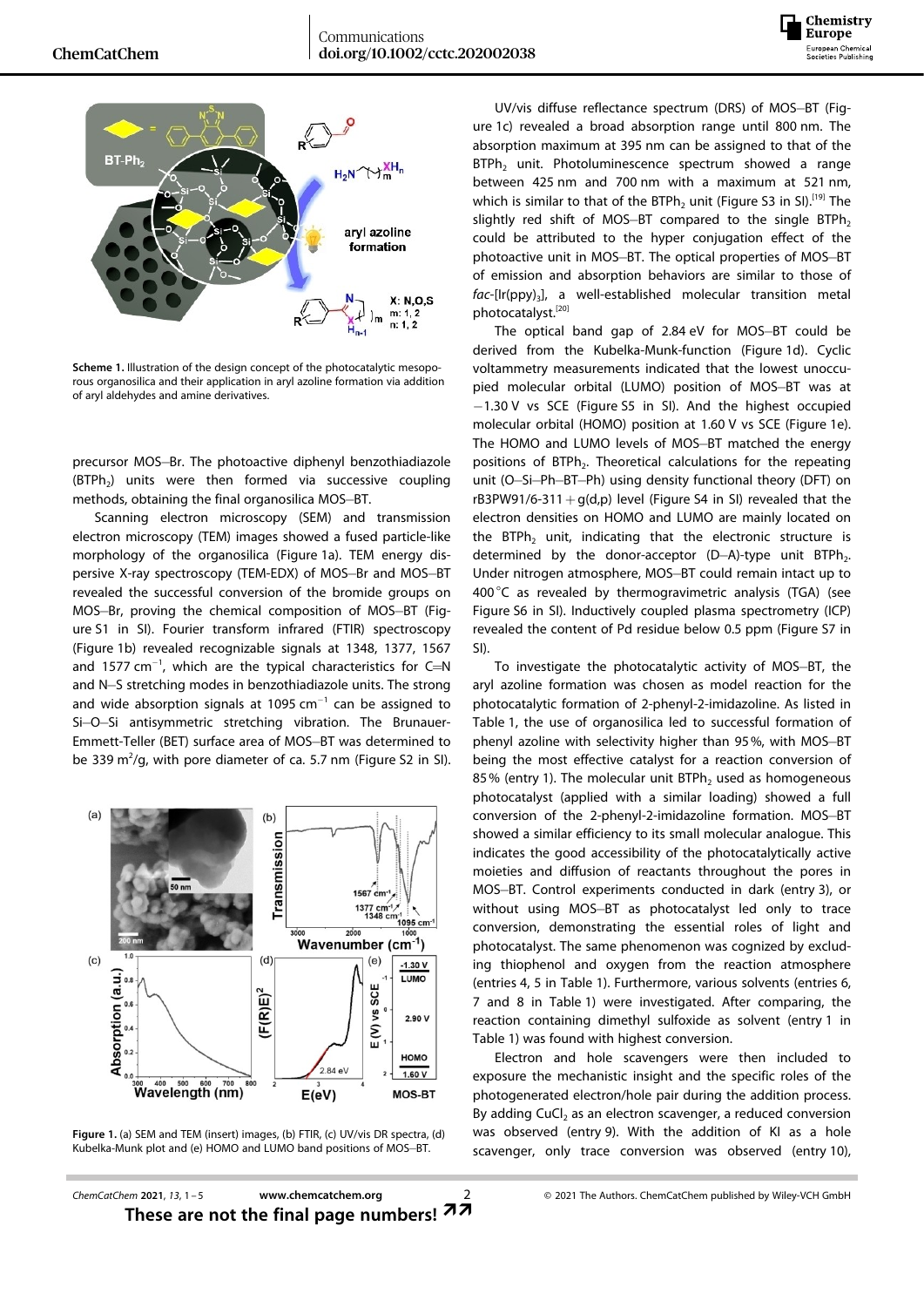**Scheme 1.** Illustration of the design concept of the photocatalytic mesoporous organosilica and their application in aryl azoline formation via addition of aryl aldehydes and amine derivatives.

precursor MOS–Br. The photoactive diphenyl benzothiadiazole ($BTPh_2$) units were then formed via successive coupling methods, obtaining the final organosilica MOS–BT.

Scanning electron microscopy (SEM) and transmission electron microscopy (TEM) images showed a fused particle-like morphology of the organosilica (Figure 1a). TEM energy dispersive X-ray spectroscopy (TEM-EDX) of MOS–Br and MOS–BT revealed the successful conversion of the bromide groups on MOS–Br, proving the chemical composition of MOS–BT (Figure S1 in SI). Fourier transform infrared (FTIR) spectroscopy (Figure 1b) revealed recognizable signals at 1348, 1377, 1567 and 1577 $cm^{-1}$, which are the typical characteristics for C=N and N–S stretching modes in benzothiadiazole units. The strong and wide absorption signals at 1095 $cm^{-1}$ can be assigned to Si–O–Si antisymmetric stretching vibration. The Brunauer-Emmett-Teller (BET) surface area of MOS–BT was determined to be 339 $m^2$/g, with pore diameter of ca. 5.7 nm (Figure S2 in SI).

**Figure 1.** (a) SEM and TEM (insert) images, (b) FTIR, (c) UV/vis DR spectra, (d) Kubelka-Munk plot and (e) HOMO and LUMO band positions of MOS–BT.

UV/vis diffuse reflectance spectrum (DRS) of MOS–BT (Figure 1c) revealed a broad absorption range until 800 nm. The absorption maximum at 395 nm can be assigned to that of the $BTPh_2$ unit. Photoluminescence spectrum showed a range between 425 nm and 700 nm with a maximum at 521 nm, which is similar to that of the $BTPh_2$ unit (Figure S3 in SI).[19] The slightly red shift of MOS–BT compared to the single $BTPh_2$ could be attributed to the hyper conjugation effect of the photoactive unit in MOS–BT. The optical properties of MOS–BT of emission and absorption behaviors are similar to those of *fac*-[Ir(ppy)$_3$], a well-established molecular transition metal photocatalyst.[20]

The optical band gap of 2.84 eV for MOS–BT could be derived from the Kubelka-Munk-function (Figure 1d). Cyclic voltammetry measurements indicated that the lowest unoccupied molecular orbital (LUMO) position of MOS–BT was at −1.30 V vs SCE (Figure S5 in SI). And the highest occupied molecular orbital (HOMO) position at 1.60 V vs SCE (Figure 1e). The HOMO and LUMO levels of MOS–BT matched the energy positions of $BTPh_2$. Theoretical calculations for the repeating unit (O–Si–Ph–BT–Ph) using density functional theory (DFT) on rB3PW91/6-311+g(d,p) level (Figure S4 in SI) revealed that the electron densities on HOMO and LUMO are mainly located on the $BTPh_2$ unit, indicating that the electronic structure is determined by the donor-acceptor (D–A)-type unit $BTPh_2$. Under nitrogen atmosphere, MOS–BT could remain intact up to 400 °C as revealed by thermogravimetric analysis (TGA) (see Figure S6 in SI). Inductively coupled plasma spectrometry (ICP) revealed the content of Pd residue below 0.5 ppm (Figure S7 in SI).

To investigate the photocatalytic activity of MOS–BT, the aryl azoline formation was chosen as model reaction for the photocatalytic formation of 2-phenyl-2-imidazoline. As listed in Table 1, the use of organosilica led to successful formation of phenyl azoline with selectivity higher than 95 %, with MOS–BT being the most effective catalyst for a reaction conversion of 85 % (entry 1). The molecular unit $BTPh_2$ used as homogeneous photocatalyst (applied with a similar loading) showed a full conversion of the 2-phenyl-2-imidazoline formation. MOS–BT showed a similar efficiency to its small molecular analogue. This indicates the good accessibility of the photocatalytically active moieties and diffusion of reactants throughout the pores in MOS–BT. Control experiments conducted in dark (entry 3), or without using MOS–BT as photocatalyst led only to trace conversion, demonstrating the essential roles of light and photocatalyst. The same phenomenon was cognized by excluding thiophenol and oxygen from the reaction atmosphere (entries 4, 5 in Table 1). Furthermore, various solvents (entries 6, 7 and 8 in Table 1) were investigated. After comparing, the reaction containing dimethyl sulfoxide as solvent (entry 1 in Table 1) was found with highest conversion.

Electron and hole scavengers were then included to exposure the mechanistic insight and the specific roles of the photogenerated electron/hole pair during the addition process. By adding $CuCl_2$ as an electron scavenger, a reduced conversion was observed (entry 9). With the addition of KI as a hole scavenger, only trace conversion was observed (entry 10),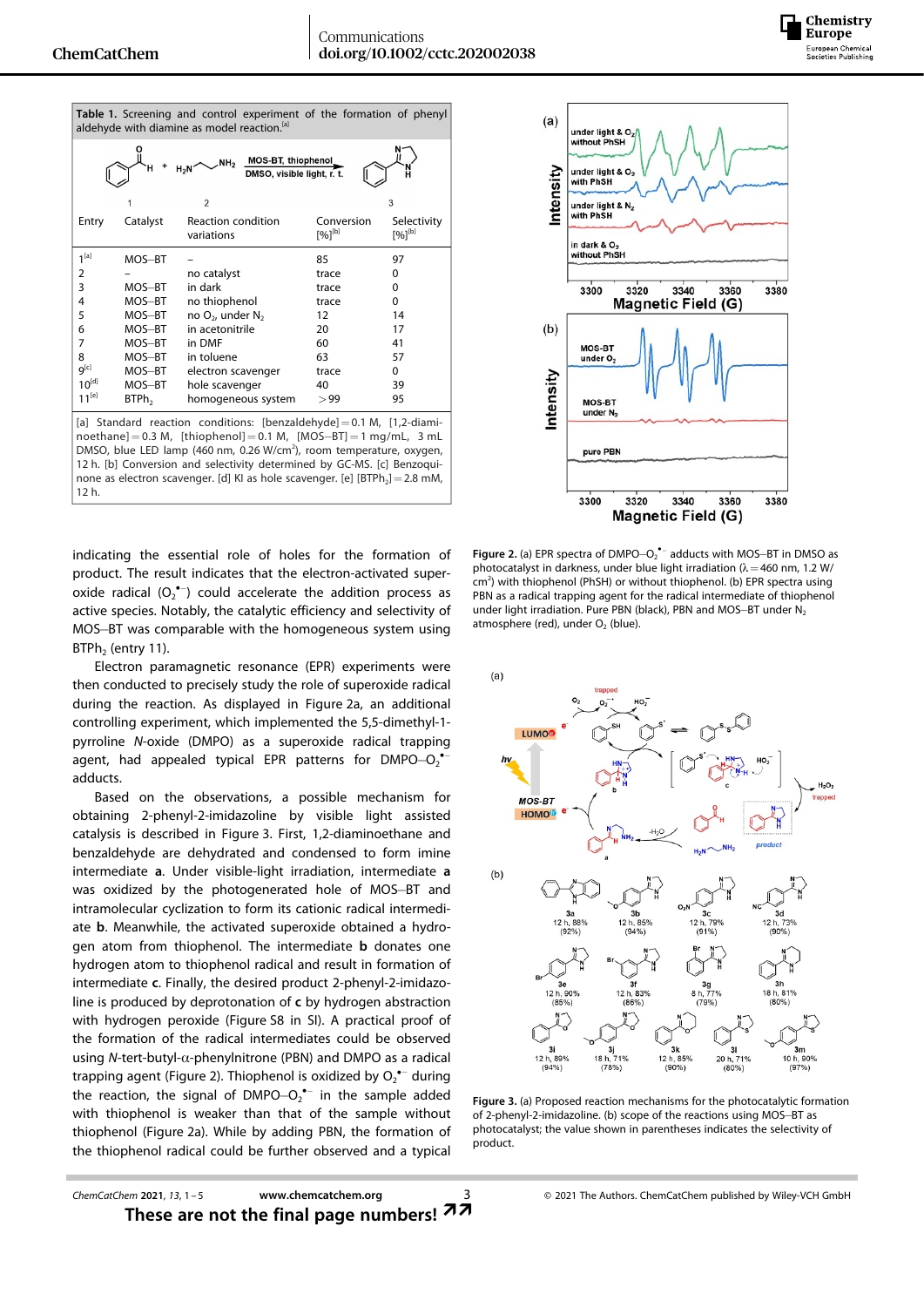**Table 1.** Screening and control experiment of the formation of phenyl aldehyde with diamine as model reaction.[a]

| Entry | Catalyst | Reaction condition variations | Conversion [%][b] | Selectivity [%][b] |
|---|---|---|---|---|
| 1[a] | MOS–BT | – | 85 | 97 |
| 2 | – | no catalyst | trace | 0 |
| 3 | MOS–BT | in dark | trace | 0 |
| 4 | MOS–BT | no thiophenol | trace | 0 |
| 5 | MOS–BT | no $O_2$, under $N_2$ | 12 | 14 |
| 6 | MOS–BT | in acetonitrile | 20 | 17 |
| 7 | MOS–BT | in DMF | 60 | 41 |
| 8 | MOS–BT | in toluene | 63 | 57 |
| 9[c] | MOS–BT | electron scavenger | trace | 0 |
| 10[d] | MOS–BT | hole scavenger | 40 | 39 |
| 11[e] | $BTPh_2$ | homogeneous system | >99 | 95 |

[a] Standard reaction conditions: [benzaldehyde] = 0.1 M, [1,2-diaminoethane] = 0.3 M, [thiophenol] = 0.1 M, [MOS–BT] = 1 mg/mL, 3 mL DMSO, blue LED lamp (460 nm, 0.26 W/cm²), room temperature, oxygen, 12 h. [b] Conversion and selectivity determined by GC-MS. [c] Benzoquinone as electron scavenger. [d] KI as hole scavenger. [e] [$BTPh_2$] = 2.8 mM, 12 h.

indicating the essential role of holes for the formation of product. The result indicates that the electron-activated superoxide radical ($O_2^{\bullet-}$) could accelerate the addition process as active species. Notably, the catalytic efficiency and selectivity of MOS–BT was comparable with the homogeneous system using $BTPh_2$ (entry 11).

Electron paramagnetic resonance (EPR) experiments were then conducted to precisely study the role of superoxide radical during the reaction. As displayed in Figure 2a, an additional controlling experiment, which implemented the 5,5-dimethyl-1-pyrroline *N*-oxide (DMPO) as a superoxide radical trapping agent, had appealed typical EPR patterns for DMPO–$O_2^{\bullet-}$ adducts.

Based on the observations, a possible mechanism for obtaining 2-phenyl-2-imidazoline by visible light assisted catalysis is described in Figure 3. First, 1,2-diaminoethane and benzaldehyde are dehydrated and condensed to form imine intermediate **a**. Under visible-light irradiation, intermediate **a** was oxidized by the photogenerated hole of MOS–BT and intramolecular cyclization to form its cationic radical intermediate **b**. Meanwhile, the activated superoxide obtained a hydrogen atom from thiophenol. The intermediate **b** donates one hydrogen atom to thiophenol radical and result in formation of intermediate **c**. Finally, the desired product 2-phenyl-2-imidazoline is produced by deprotonation of **c** by hydrogen abstraction with hydrogen peroxide (Figure S8 in SI). A practical proof of the formation of the radical intermediates could be observed using *N*-tert-butyl-α-phenylnitrone (PBN) and DMPO as a radical trapping agent (Figure 2). Thiophenol is oxidized by $O_2^{\bullet-}$ during the reaction, the signal of DMPO–$O_2^{\bullet-}$ in the sample added with thiophenol is weaker than that of the sample without thiophenol (Figure 2a). While by adding PBN, the formation of the thiophenol radical could be further observed and a typical

**Figure 2.** (a) EPR spectra of DMPO–$O_2^{\bullet-}$ adducts with MOS–BT in DMSO as photocatalyst in darkness, under blue light irradiation (λ = 460 nm, 1.2 W/cm²) with thiophenol (PhSH) or without thiophenol. (b) EPR spectra using PBN as a radical trapping agent for the radical intermediate of thiophenol under light irradiation. Pure PBN (black), PBN and MOS–BT under $N_2$ atmosphere (red), under $O_2$ (blue).

**Figure 3.** (a) Proposed reaction mechanisms for the photocatalytic formation of 2-phenyl-2-imidazoline. (b) scope of the reactions using MOS–BT as photocatalyst; the value shown in parentheses indicates the selectivity of product.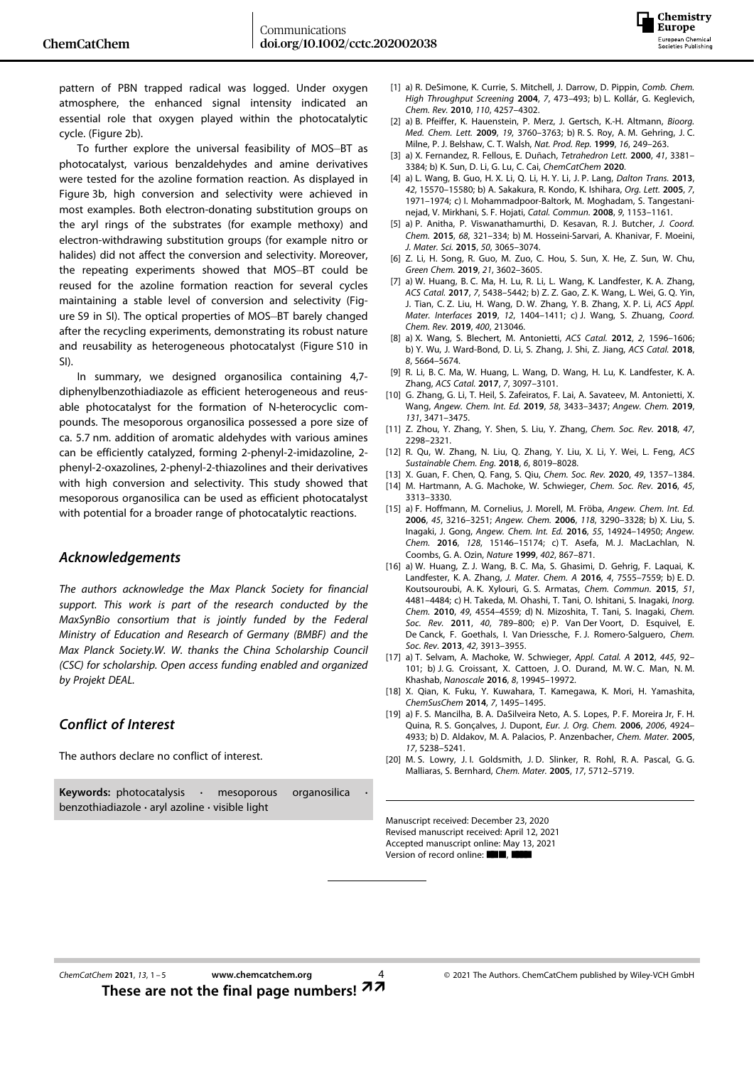pattern of PBN trapped radical was logged. Under oxygen atmosphere, the enhanced signal intensity indicated an essential role that oxygen played within the photocatalytic cycle. (Figure 2b).

To further explore the universal feasibility of MOS–BT as photocatalyst, various benzaldehydes and amine derivatives were tested for the azoline formation reaction. As displayed in Figure 3b, high conversion and selectivity were achieved in most examples. Both electron-donating substitution groups on the aryl rings of the substrates (for example methoxy) and electron-withdrawing substitution groups (for example nitro or halides) did not affect the conversion and selectivity. Moreover, the repeating experiments showed that MOS–BT could be reused for the azoline formation reaction for several cycles maintaining a stable level of conversion and selectivity (Figure S9 in SI). The optical properties of MOS–BT barely changed after the recycling experiments, demonstrating its robust nature and reusability as heterogeneous photocatalyst (Figure S10 in SI).

In summary, we designed organosilica containing 4,7-diphenylbenzothiadiazole as efficient heterogeneous and reusable photocatalyst for the formation of N-heterocyclic compounds. The mesoporous organosilica possessed a pore size of ca. 5.7 nm. addition of aromatic aldehydes with various amines can be efficiently catalyzed, forming 2-phenyl-2-imidazoline, 2-phenyl-2-oxazolines, 2-phenyl-2-thiazolines and their derivatives with high conversion and selectivity. This study showed that mesoporous organosilica can be used as efficient photocatalyst with potential for a broader range of photocatalytic reactions.

## Acknowledgements

*The authors acknowledge the Max Planck Society for financial support. This work is part of the research conducted by the MaxSynBio consortium that is jointly funded by the Federal Ministry of Education and Research of Germany (BMBF) and the Max Planck Society.W. W. thanks the China Scholarship Council (CSC) for scholarship. Open access funding enabled and organized by Projekt DEAL.*

## Conflict of Interest

The authors declare no conflict of interest.

**Keywords:** photocatalysis · mesoporous organosilica · benzothiadiazole · aryl azoline · visible light

[1] a) R. DeSimone, K. Currie, S. Mitchell, J. Darrow, D. Pippin, *Comb. Chem. High Throughput Screening* **2004**, *7*, 473–493; b) L. Kollár, G. Keglevich, *Chem. Rev.* **2010**, *110*, 4257–4302.

[2] a) B. Pfeiffer, K. Hauenstein, P. Merz, J. Gertsch, K.-H. Altmann, *Bioorg. Med. Chem. Lett.* **2009**, *19*, 3760–3763; b) R. S. Roy, A. M. Gehring, J. C. Milne, P. J. Belshaw, C. T. Walsh, *Nat. Prod. Rep.* **1999**, *16*, 249–263.

[3] a) X. Fernandez, R. Fellous, E. Duñach, *Tetrahedron Lett.* **2000**, *41*, 3381–3384; b) K. Sun, D. Li, G. Lu, C. Cai, *ChemCatChem* **2020**.

[4] a) L. Wang, B. Guo, H. X. Li, Q. Li, H. Y. Li, J. P. Lang, *Dalton Trans.* **2013**, *42*, 15570–15580; b) A. Sakakura, R. Kondo, K. Ishihara, *Org. Lett.* **2005**, *7*, 1971–1974; c) I. Mohammadpoor-Baltork, M. Moghadam, S. Tangestaninejad, V. Mirkhani, S. F. Hojati, *Catal. Commun.* **2008**, *9*, 1153–1161.

[5] a) P. Anitha, P. Viswanathamurthi, D. Kesavan, R. J. Butcher, *J. Coord. Chem.* **2015**, *68*, 321–334; b) M. Hosseini-Sarvari, A. Khanivar, F. Moeini, *J. Mater. Sci.* **2015**, *50*, 3065–3074.

[6] Z. Li, H. Song, R. Guo, M. Zuo, C. Hou, S. Sun, X. He, Z. Sun, W. Chu, *Green Chem.* **2019**, *21*, 3602–3605.

[7] a) W. Huang, B. C. Ma, H. Lu, R. Li, L. Wang, K. Landfester, K. A. Zhang, *ACS Catal.* **2017**, *7*, 5438–5442; b) Z. Z. Gao, Z. K. Wang, L. Wei, G. Q. Yin, J. Tian, C. Z. Liu, H. Wang, D. W. Zhang, Y. B. Zhang, X. P. Li, *ACS Appl. Mater. Interfaces* **2019**, *12*, 1404–1411; c) J. Wang, S. Zhuang, *Coord. Chem. Rev.* **2019**, *400*, 213046.

[8] a) X. Wang, S. Blechert, M. Antonietti, *ACS Catal.* **2012**, *2*, 1596–1606; b) Y. Wu, J. Ward-Bond, D. Li, S. Zhang, J. Shi, Z. Jiang, *ACS Catal.* **2018**, *8*, 5664–5674.

[9] R. Li, B. C. Ma, W. Huang, L. Wang, D. Wang, H. Lu, K. Landfester, K. A. Zhang, *ACS Catal.* **2017**, *7*, 3097–3101.

[10] G. Zhang, G. Li, T. Heil, S. Zafeiratos, F. Lai, A. Savateev, M. Antonietti, X. Wang, *Angew. Chem. Int. Ed.* **2019**, *58*, 3433–3437; *Angew. Chem.* **2019**, *131*, 3471–3475.

[11] Z. Zhou, Y. Zhang, Y. Shen, S. Liu, Y. Zhang, *Chem. Soc. Rev.* **2018**, *47*, 2298–2321.

[12] R. Qu, W. Zhang, N. Liu, Q. Zhang, Y. Liu, X. Li, Y. Wei, L. Feng, *ACS Sustainable Chem. Eng.* **2018**, *6*, 8019–8028.

[13] X. Guan, F. Chen, Q. Fang, S. Qiu, *Chem. Soc. Rev.* **2020**, *49*, 1357–1384.

[14] M. Hartmann, A. G. Machoke, W. Schwieger, *Chem. Soc. Rev.* **2016**, *45*, 3313–3330.

[15] a) F. Hoffmann, M. Cornelius, J. Morell, M. Fröba, *Angew. Chem. Int. Ed.* **2006**, *45*, 3216–3251; *Angew. Chem.* **2006**, *118*, 3290–3328; b) X. Liu, S. Inagaki, J. Gong, *Angew. Chem. Int. Ed.* **2016**, *55*, 14924–14950; *Angew. Chem.* **2016**, *128*, 15146–15174; c) T. Asefa, M. J. MacLachlan, N. Coombs, G. A. Ozin, *Nature* **1999**, *402*, 867–871.

[16] a) W. Huang, Z. J. Wang, B. C. Ma, S. Ghasimi, D. Gehrig, F. Laquai, K. Landfester, K. A. Zhang, *J. Mater. Chem. A* **2016**, *4*, 7555–7559; b) E. D. Koutsouroubi, A. K. Xylouri, G. S. Armatas, *Chem. Commun.* **2015**, *51*, 4481–4484; c) H. Takeda, M. Ohashi, T. Tani, O. Ishitani, S. Inagaki, *Inorg. Chem.* **2010**, *49*, 4554–4559; d) N. Mizoshita, T. Tani, S. Inagaki, *Chem. Soc. Rev.* **2011**, *40*, 789–800; e) P. Van Der Voort, D. Esquivel, E. De Canck, F. Goethals, I. Van Driessche, F. J. Romero-Salguero, *Chem. Soc. Rev.* **2013**, *42*, 3913–3955.

[17] a) T. Selvam, A. Machoke, W. Schwieger, *Appl. Catal. A* **2012**, *445*, 92–101; b) J. G. Croissant, X. Cattoen, J. O. Durand, M. W. C. Man, N. M. Khashab, *Nanoscale* **2016**, *8*, 19945–19972.

[18] X. Qian, K. Fuku, Y. Kuwahara, T. Kamegawa, K. Mori, H. Yamashita, *ChemSusChem* **2014**, *7*, 1495–1495.

[19] a) F. S. Mancilha, B. A. DaSilveira Neto, A. S. Lopes, P. F. Moreira Jr, F. H. Quina, R. S. Gonçalves, J. Dupont, *Eur. J. Org. Chem.* **2006**, *2006*, 4924–4933; b) D. Aldakov, M. A. Palacios, P. Anzenbacher, *Chem. Mater.* **2005**, *17*, 5238–5241.

[20] M. S. Lowry, J. I. Goldsmith, J. D. Slinker, R. Rohl, R. A. Pascal, G. G. Malliaras, S. Bernhard, *Chem. Mater.* **2005**, *17*, 5712–5719.

Manuscript received: December 23, 2020
Revised manuscript received: April 12, 2021
Accepted manuscript online: May 13, 2021
Version of record online: ■■, ■■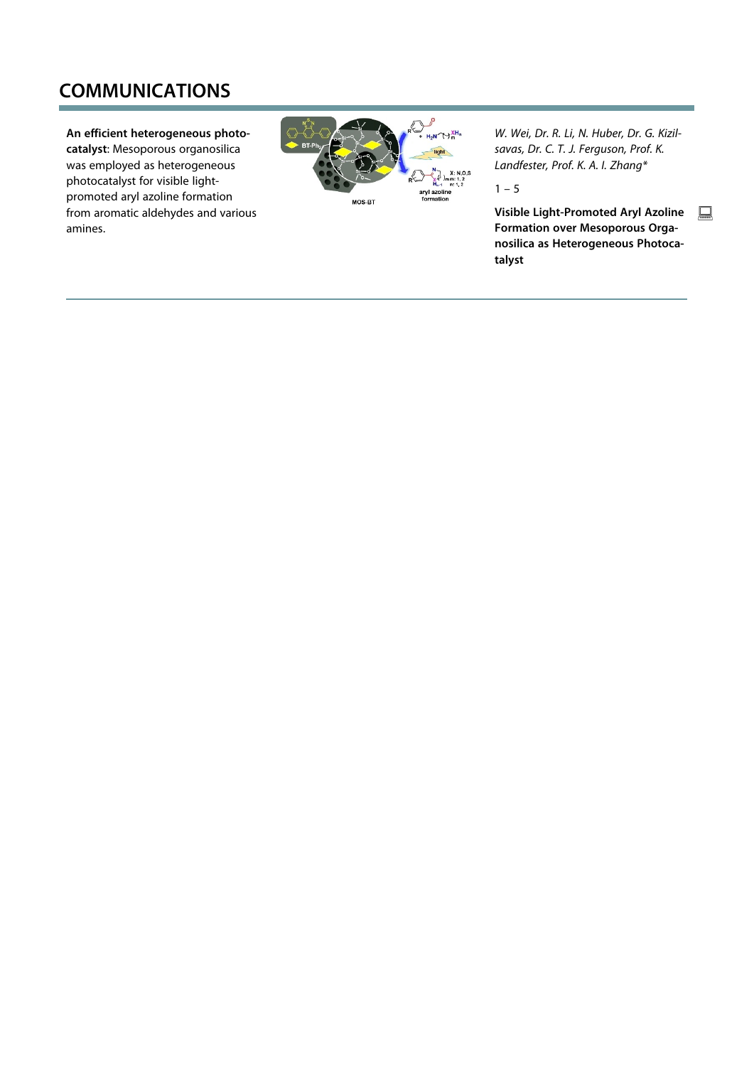## COMMUNICATIONS

**An efficient heterogeneous photocatalyst**: Mesoporous organosilica was employed as heterogeneous photocatalyst for visible light-promoted aryl azoline formation from aromatic aldehydes and various amines.

*W. Wei, Dr. R. Li, N. Huber, Dr. G. Kizilsavas, Dr. C. T. J. Ferguson, Prof. K. Landfester, Prof. K. A. I. Zhang\**

1 – 5

**Visible Light-Promoted Aryl Azoline Formation over Mesoporous Organosilica as Heterogeneous Photocatalyst**